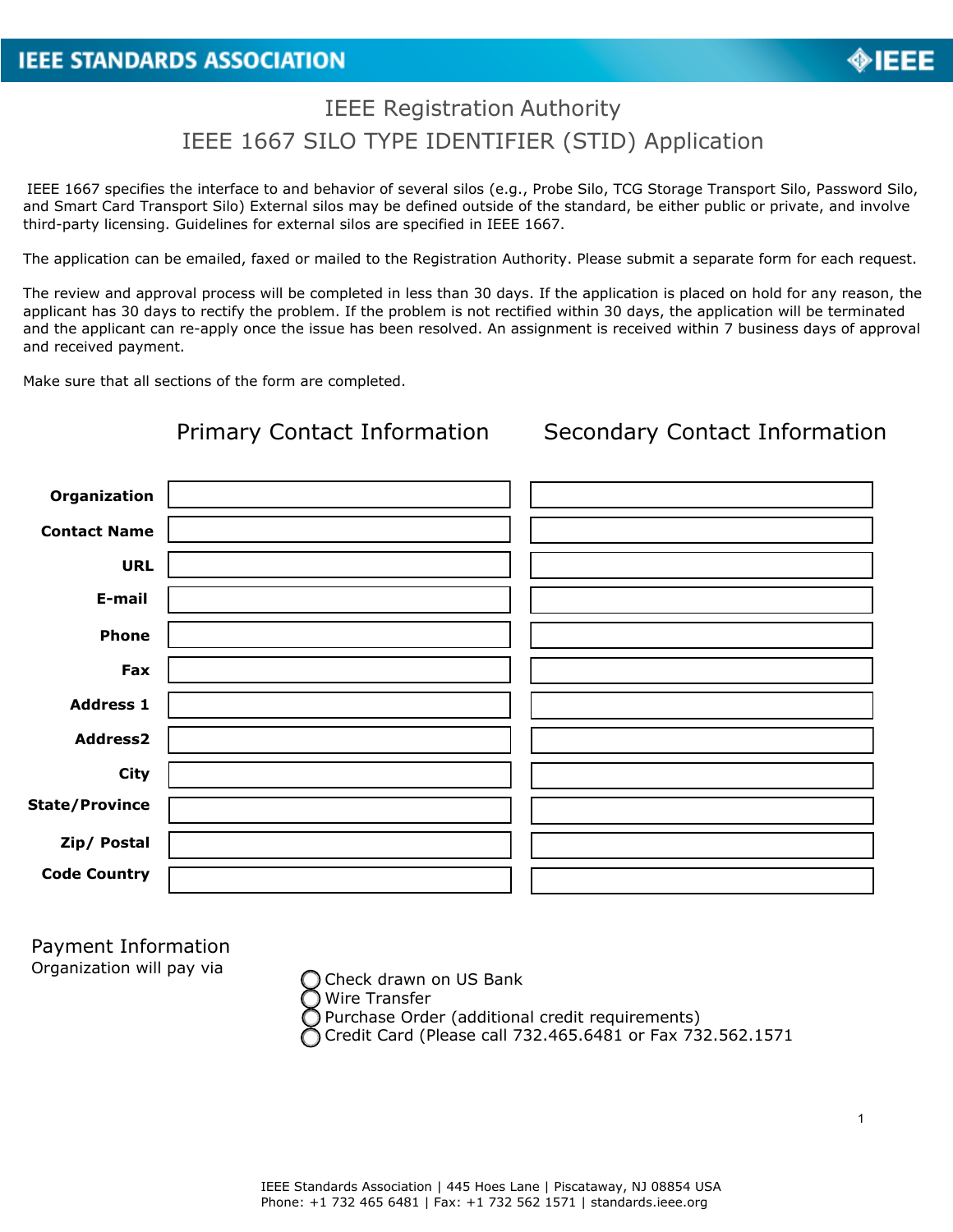IEEE STANDARDS ASSOCIATION

# IEEE Registration Authority

## IEEE 1667 SILO TYPE IDENTIFIER (STID) Application

IEEE 1667 specifies the interface to and behavior of several silos (e.g., Probe Silo, TCG Storage Transport Silo, Password Silo, and Smart Card Transport Silo) External silos may be defined outside of the standard, be either public or private, and involve third-party licensing. Guidelines for external silos are specified in IEEE 1667.

The application can be emailed, faxed or mailed to the Registration Authority. Please submit a separate form for each request.

The review and approval process will be completed in less than 30 days. If the application is placed on hold for any reason, the applicant has 30 days to rectify the problem. If the problem is not rectified within 30 days, the application will be terminated and the applicant can re-apply once the issue has been resolved. An assignment is received within 7 business days of approval and received payment.

Make sure that all sections of the form are completed.

| | Primary Contact Information | Secondary Contact Information |
|---|---|---|
| **Organization** | | |
| **Contact Name** | | |
| **URL** | | |
| **E-mail** | | |
| **Phone** | | |
| **Fax** | | |
| **Address 1** | | |
| **Address2** | | |
| **City** | | |
| **State/Province** | | |
| **Zip/ Postal** | | |
| **Code Country** | | |

## Payment Information

Organization will pay via

- ◯ Check drawn on US Bank
- ◯ Wire Transfer
- ◯ Purchase Order (additional credit requirements)
- ◯ Credit Card (Please call 732.465.6481 or Fax 732.562.1571

IEEE Standards Association | 445 Hoes Lane | Piscataway, NJ 08854 USA
Phone: +1 732 465 6481 | Fax: +1 732 562 1571 | standards.ieee.org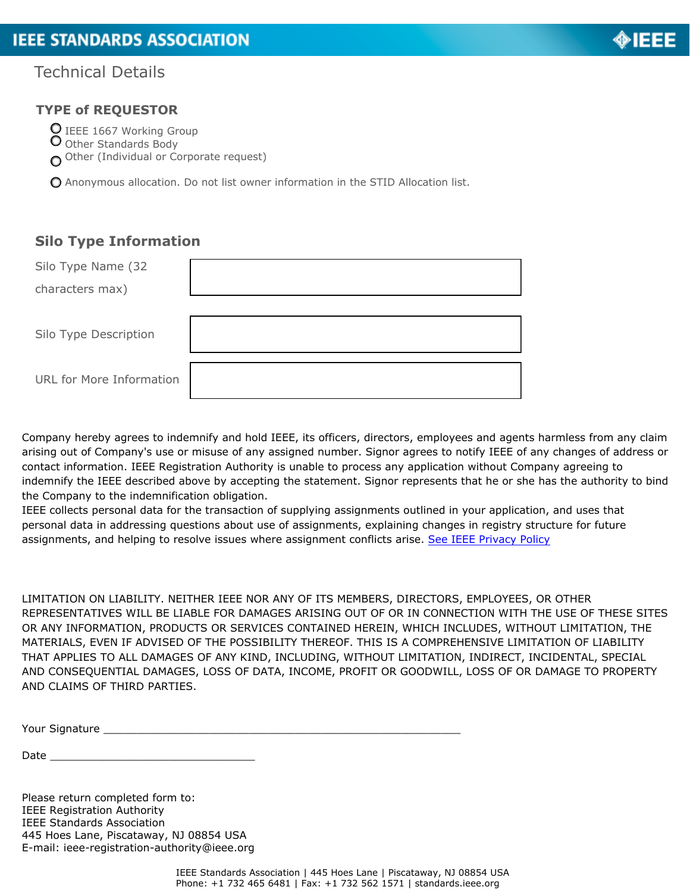## Technical Details

### TYPE of REQUESTOR

- ○ IEEE 1667 Working Group
- ○ Other Standards Body
- ○ Other (Individual or Corporate request)

- ○ Anonymous allocation. Do not list owner information in the STID Allocation list.

### Silo Type Information

| | |
|---|---|
| Silo Type Name (32 characters max) | |
| Silo Type Description | |
| URL for More Information | |

Company hereby agrees to indemnify and hold IEEE, its officers, directors, employees and agents harmless from any claim arising out of Company's use or misuse of any assigned number. Signor agrees to notify IEEE of any changes of address or contact information. IEEE Registration Authority is unable to process any application without Company agreeing to indemnify the IEEE described above by accepting the statement. Signor represents that he or she has the authority to bind the Company to the indemnification obligation.
IEEE collects personal data for the transaction of supplying assignments outlined in your application, and uses that personal data in addressing questions about use of assignments, explaining changes in registry structure for future assignments, and helping to resolve issues where assignment conflicts arise. See IEEE Privacy Policy

LIMITATION ON LIABILITY. NEITHER IEEE NOR ANY OF ITS MEMBERS, DIRECTORS, EMPLOYEES, OR OTHER REPRESENTATIVES WILL BE LIABLE FOR DAMAGES ARISING OUT OF OR IN CONNECTION WITH THE USE OF THESE SITES OR ANY INFORMATION, PRODUCTS OR SERVICES CONTAINED HEREIN, WHICH INCLUDES, WITHOUT LIMITATION, THE MATERIALS, EVEN IF ADVISED OF THE POSSIBILITY THEREOF. THIS IS A COMPREHENSIVE LIMITATION OF LIABILITY THAT APPLIES TO ALL DAMAGES OF ANY KIND, INCLUDING, WITHOUT LIMITATION, INDIRECT, INCIDENTAL, SPECIAL AND CONSEQUENTIAL DAMAGES, LOSS OF DATA, INCOME, PROFIT OR GOODWILL, LOSS OF OR DAMAGE TO PROPERTY AND CLAIMS OF THIRD PARTIES.

Your Signature ___________________________________________________________

Date _________________________________

Please return completed form to:
IEEE Registration Authority
IEEE Standards Association
445 Hoes Lane, Piscataway, NJ 08854 USA
E-mail: ieee-registration-authority@ieee.org